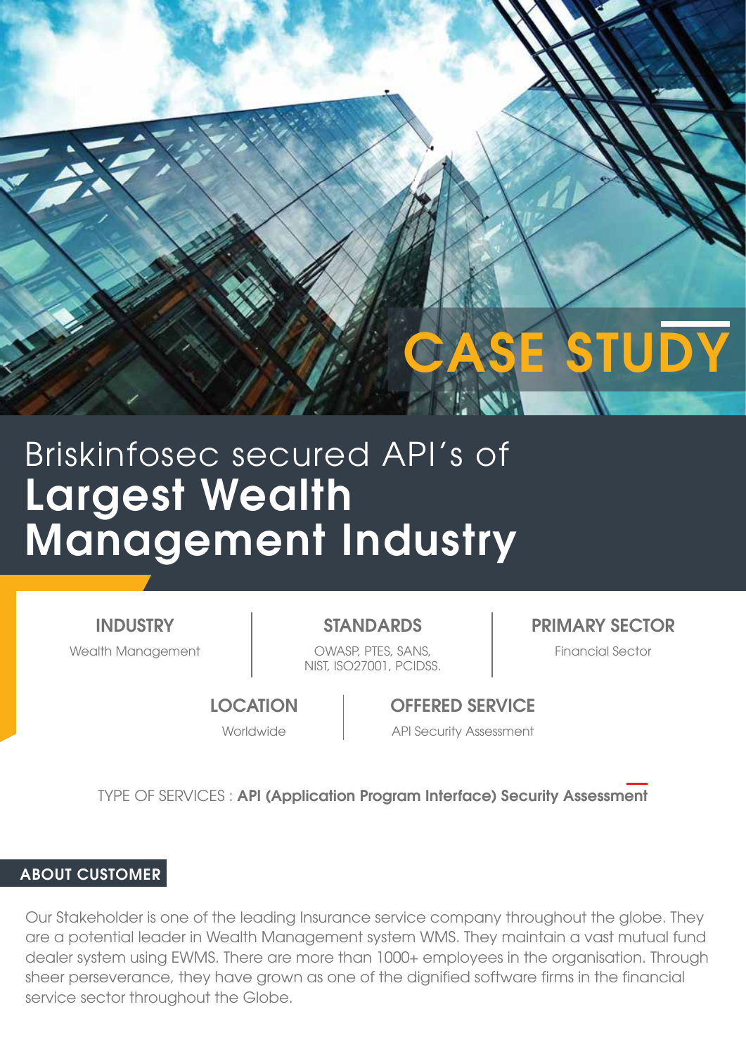# CASE STUDY

# Briskinfosec secured API's of **Largest Wealth Management Industry**

**INDUSTRY**
Wealth Management

**STANDARDS**
OWASP, PTES, SANS, NIST, ISO27001, PCIDSS.

**PRIMARY SECTOR**
Financial Sector

**LOCATION**
Worldwide

**OFFERED SERVICE**
API Security Assessment

TYPE OF SERVICES : **API (Application Program Interface) Security Assessment**

## ABOUT CUSTOMER

Our Stakeholder is one of the leading Insurance service company throughout the globe. They are a potential leader in Wealth Management system WMS. They maintain a vast mutual fund dealer system using EWMS. There are more than 1000+ employees in the organisation. Through sheer perseverance, they have grown as one of the dignified software firms in the financial service sector throughout the Globe.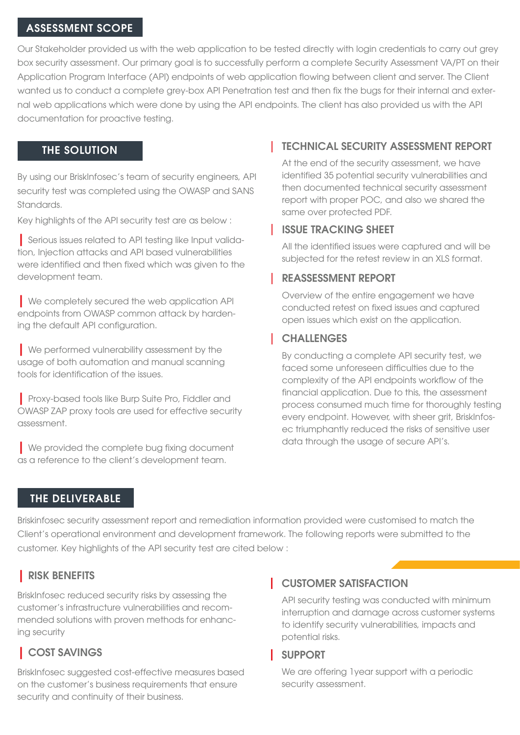## ASSESSMENT SCOPE

Our Stakeholder provided us with the web application to be tested directly with login credentials to carry out grey box security assessment. Our primary goal is to successfully perform a complete Security Assessment VA/PT on their Application Program Interface (API) endpoints of web application flowing between client and server. The Client wanted us to conduct a complete grey-box API Penetration test and then fix the bugs for their internal and external web applications which were done by using the API endpoints. The client has also provided us with the API documentation for proactive testing.

## THE SOLUTION

By using our BriskInfosec's team of security engineers, API security test was completed using the OWASP and SANS Standards.

Key highlights of the API security test are as below :

- Serious issues related to API testing like Input validation, Injection attacks and API based vulnerabilities were identified and then fixed which was given to the development team.
- We completely secured the web application API endpoints from OWASP common attack by hardening the default API configuration.
- We performed vulnerability assessment by the usage of both automation and manual scanning tools for identification of the issues.
- Proxy-based tools like Burp Suite Pro, Fiddler and OWASP ZAP proxy tools are used for effective security assessment.
- We provided the complete bug fixing document as a reference to the client's development team.

### TECHNICAL SECURITY ASSESSMENT REPORT

At the end of the security assessment, we have identified 35 potential security vulnerabilities and then documented technical security assessment report with proper POC, and also we shared the same over protected PDF.

### ISSUE TRACKING SHEET

All the identified issues were captured and will be subjected for the retest review in an XLS format.

### REASSESSMENT REPORT

Overview of the entire engagement we have conducted retest on fixed issues and captured open issues which exist on the application.

### CHALLENGES

By conducting a complete API security test, we faced some unforeseen difficulties due to the complexity of the API endpoints workflow of the financial application. Due to this, the assessment process consumed much time for thoroughly testing every endpoint. However, with sheer grit, BriskInfosec triumphantly reduced the risks of sensitive user data through the usage of secure API's.

## THE DELIVERABLE

Briskinfosec security assessment report and remediation information provided were customised to match the Client's operational environment and development framework. The following reports were submitted to the customer. Key highlights of the API security test are cited below :

### RISK BENEFITS

BriskInfosec reduced security risks by assessing the customer's infrastructure vulnerabilities and recommended solutions with proven methods for enhancing security

### COST SAVINGS

BriskInfosec suggested cost-effective measures based on the customer's business requirements that ensure security and continuity of their business.

### CUSTOMER SATISFACTION

API security testing was conducted with minimum interruption and damage across customer systems to identify security vulnerabilities, impacts and potential risks.

### SUPPORT

We are offering 1year support with a periodic security assessment.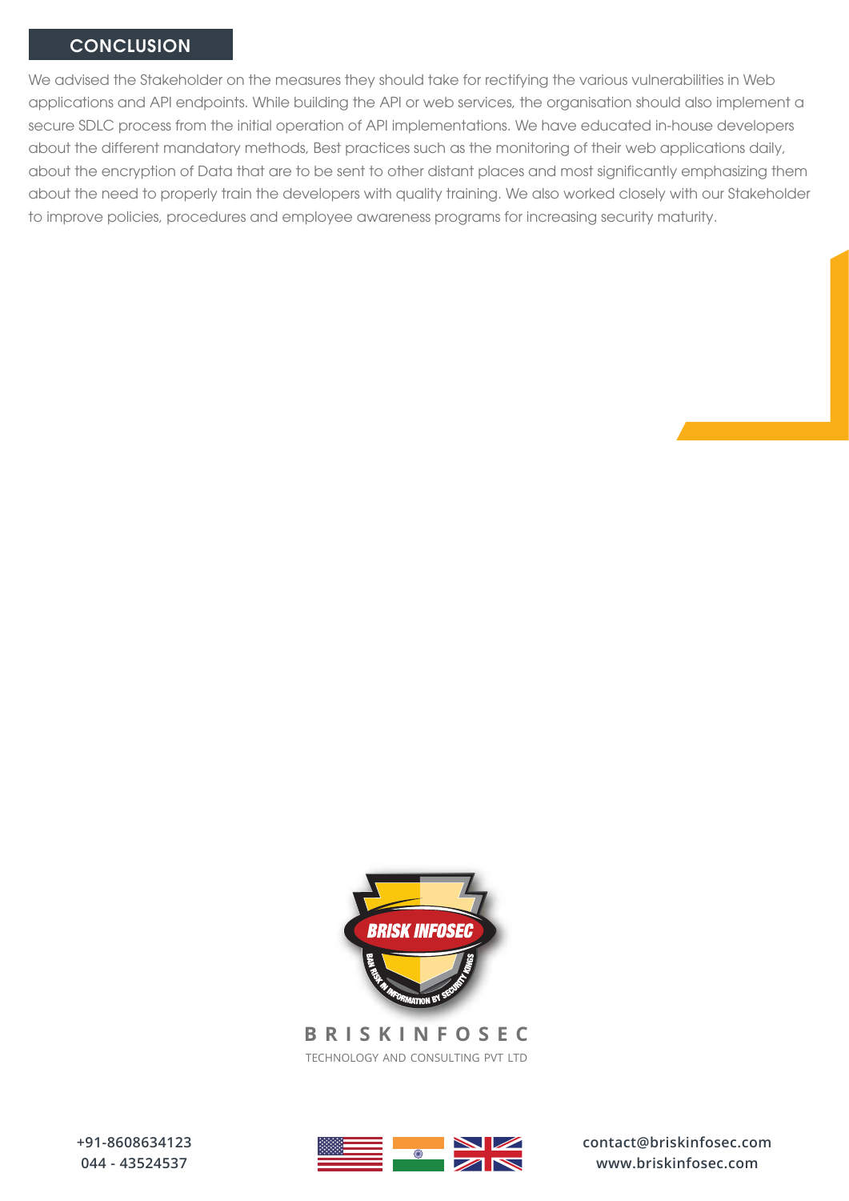## CONCLUSION

We advised the Stakeholder on the measures they should take for rectifying the various vulnerabilities in Web applications and API endpoints. While building the API or web services, the organisation should also implement a secure SDLC process from the initial operation of API implementations. We have educated in-house developers about the different mandatory methods, Best practices such as the monitoring of their web applications daily, about the encryption of Data that are to be sent to other distant places and most significantly emphasizing them about the need to properly train the developers with quality training. We also worked closely with our Stakeholder to improve policies, procedures and employee awareness programs for increasing security maturity.

BRISK INFOSEC

BAN RISK IN INFORMATION BY SECURITY KINGS

BRISKINFOSEC

TECHNOLOGY AND CONSULTING PVT LTD

+91-8608634123
044 - 43524537

contact@briskinfosec.com
www.briskinfosec.com